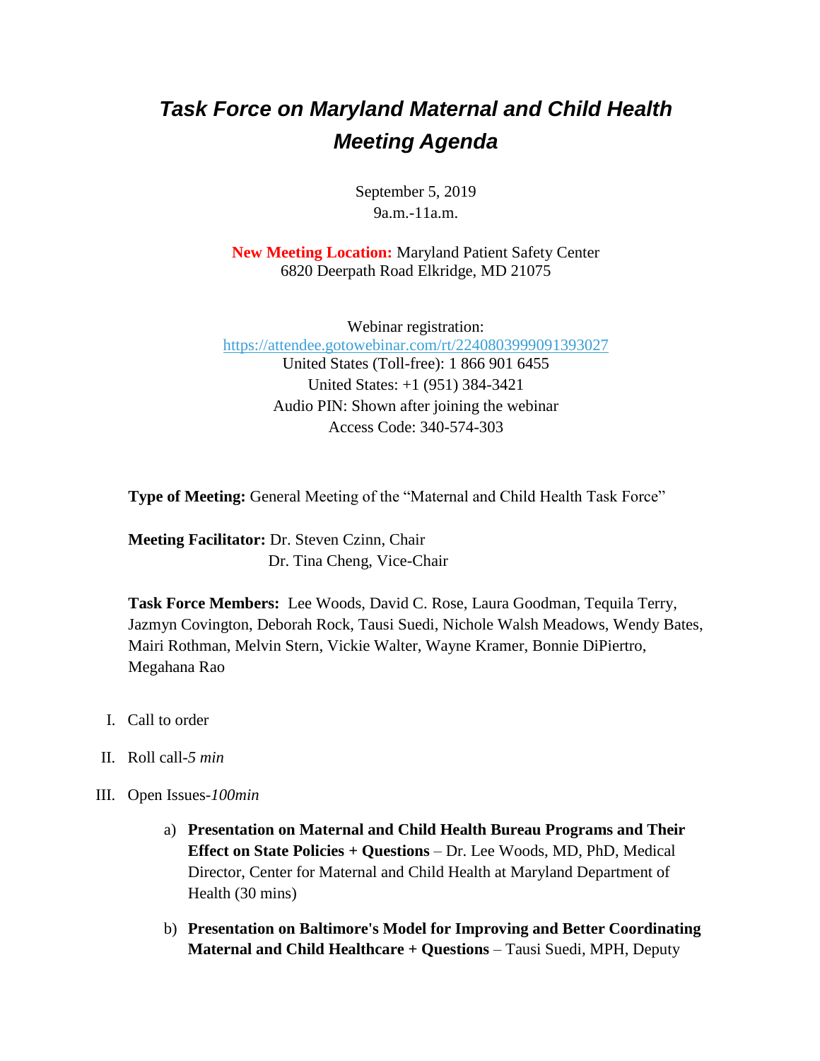# *Task Force on Maryland Maternal and Child Health Meeting Agenda*

September 5, 2019
9a.m.-11a.m.

**New Meeting Location:** Maryland Patient Safety Center
6820 Deerpath Road Elkridge, MD 21075

Webinar registration:
https://attendee.gotowebinar.com/rt/2240803999091393027
United States (Toll-free): 1 866 901 6455
United States: +1 (951) 384-3421
Audio PIN: Shown after joining the webinar
Access Code: 340-574-303

**Type of Meeting:** General Meeting of the "Maternal and Child Health Task Force"

**Meeting Facilitator:** Dr. Steven Czinn, Chair
Dr. Tina Cheng, Vice-Chair

**Task Force Members:** Lee Woods, David C. Rose, Laura Goodman, Tequila Terry, Jazmyn Covington, Deborah Rock, Tausi Suedi, Nichole Walsh Meadows, Wendy Bates, Mairi Rothman, Melvin Stern, Vickie Walter, Wayne Kramer, Bonnie DiPietro, Megahana Rao

I. Call to order

II. Roll call-*5 min*

III. Open Issues-*100min*

   a) **Presentation on Maternal and Child Health Bureau Programs and Their Effect on State Policies + Questions** – Dr. Lee Woods, MD, PhD, Medical Director, Center for Maternal and Child Health at Maryland Department of Health (30 mins)

   b) **Presentation on Baltimore's Model for Improving and Better Coordinating Maternal and Child Healthcare + Questions** – Tausi Suedi, MPH, Deputy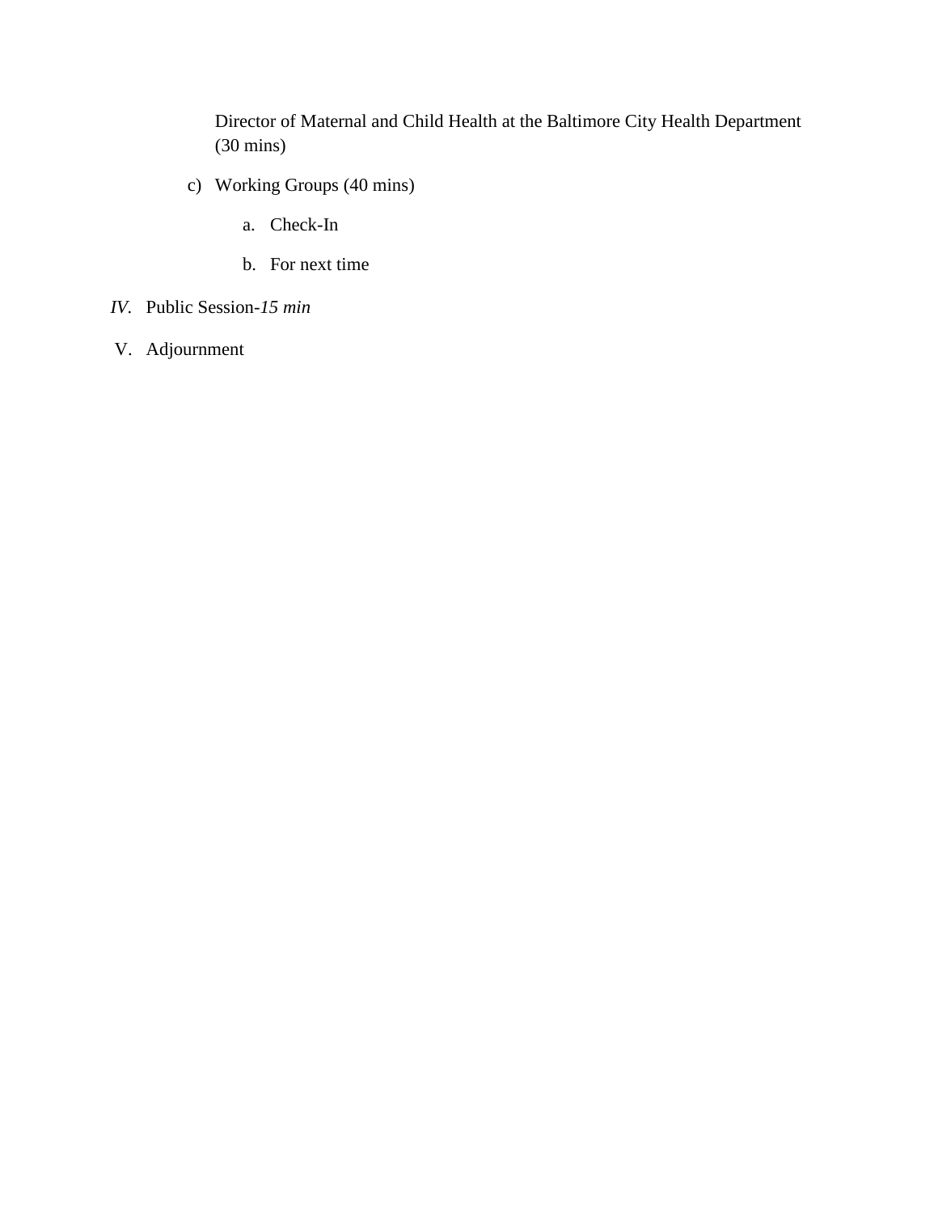Director of Maternal and Child Health at the Baltimore City Health Department (30 mins)

c) Working Groups (40 mins)

    a. Check-In

    b. For next time

*IV.* Public Session-*15 min*

V. Adjournment